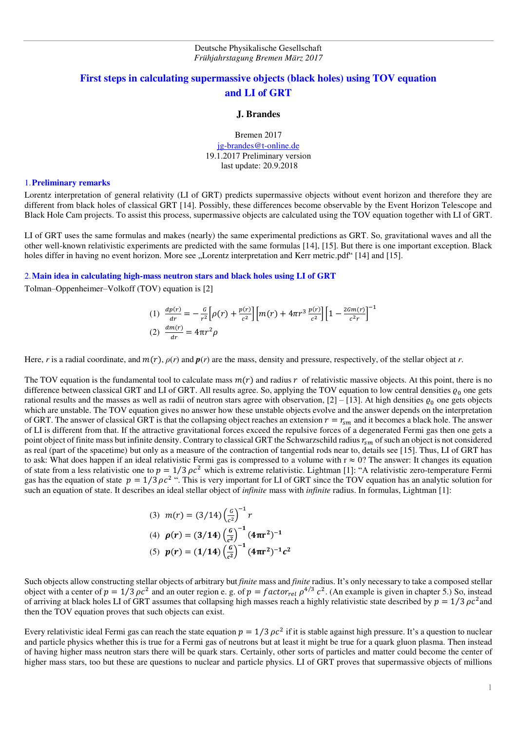Deutsche Physikalische Gesellschaft
*Frühjahrstagung Bremen März 2017*

# First steps in calculating supermassive objects (black holes) using TOV equation and LI of GRT

**J. Brandes**

Bremen 2017
jg-brandes@t-online.de
19.1.2017 Preliminary version
last update: 20.9.2018

## 1. Preliminary remarks

Lorentz interpretation of general relativity (LI of GRT) predicts supermassive objects without event horizon and therefore they are different from black holes of classical GRT [14]. Possibly, these differences become observable by the Event Horizon Telescope and Black Hole Cam projects. To assist this process, supermassive objects are calculated using the TOV equation together with LI of GRT.

LI of GRT uses the same formulas and makes (nearly) the same experimental predictions as GRT. So, gravitational waves and all the other well-known relativistic experiments are predicted with the same formulas [14], [15]. But there is one important exception. Black holes differ in having no event horizon. More see „Lorentz interpretation and Kerr metric.pdf" [14] and [15].

## 2. Main idea in calculating high-mass neutron stars and black holes using LI of GRT

Tolman–Oppenheimer–Volkoff (TOV) equation is [2]

$$(1)\quad \frac{dp(r)}{dr} = -\frac{G}{r^2}\left[\rho(r) + \frac{p(r)}{c^2}\right]\left[m(r) + 4\pi r^3 \frac{p(r)}{c^2}\right]\left[1 - \frac{2Gm(r)}{c^2 r}\right]^{-1}$$

$$(2)\quad \frac{dm(r)}{dr} = 4\pi r^2 \rho$$

Here, $r$ is a radial coordinate, and $m(r)$, $\rho(r)$ and $\boldsymbol{p}(r)$ are the mass, density and pressure, respectively, of the stellar object at $r$.

The TOV equation is the fundamental tool to calculate mass $m(r)$ and radius $r$ of relativistic massive objects. At this point, there is no difference between classical GRT and LI of GRT. All results agree. So, applying the TOV equation to low central densities $\varrho_0$ one gets rational results and the masses as well as radii of neutron stars agree with observation, [2] – [13]. At high densities $\varrho_0$ one gets objects which are unstable. The TOV equation gives no answer how these unstable objects evolve and the answer depends on the interpretation of GRT. The answer of classical GRT is that the collapsing object reaches an extension $r = r_{sm}$ and it becomes a black hole. The answer of LI is different from that. If the attractive gravitational forces exceed the repulsive forces of a degenerated Fermi gas then one gets a point object of finite mass but infinite density. Contrary to classical GRT the Schwarzschild radius $r_{sm}$ of such an object is not considered as real (part of the spacetime) but only as a measure of the contraction of tangential rods near to, details see [15]. Thus, LI of GRT has to ask: What does happen if an ideal relativistic Fermi gas is compressed to a volume with $r \approx 0$? The answer: It changes its equation of state from a less relativistic one to $p = 1/3\,\rho c^2$ which is extreme relativistic. Lightman [1]: "A relativistic zero-temperature Fermi gas has the equation of state $p = 1/3\,\rho c^2$ ". This is very important for LI of GRT since the TOV equation has an analytic solution for such an equation of state. It describes an ideal stellar object of *infinite* mass with *infinite* radius. In formulas, Lightman [1]:

$$(3)\quad m(r) = (3/14)\left(\frac{G}{c^2}\right)^{-1} r$$

$$(4)\quad \boldsymbol{\rho(r) = (3/14)\left(\frac{G}{c^2}\right)^{-1}(4\pi r^2)^{-1}}$$

$$(5)\quad \boldsymbol{p(r) = (1/14)\left(\frac{G}{c^2}\right)^{-1}(4\pi r^2)^{-1}c^2}$$

Such objects allow constructing stellar objects of arbitrary but *finite* mass and *finite* radius. It's only necessary to take a composed stellar object with a center of $p = 1/3\,\rho c^2$ and an outer region e. g. of $p = factor_{rel}\,\rho^{4/3}\,c^2$. (An example is given in chapter 5.) So, instead of arriving at black holes LI of GRT assumes that collapsing high masses reach a highly relativistic state described by $p = 1/3\,\rho c^2$ and then the TOV equation proves that such objects can exist.

Every relativistic ideal Fermi gas can reach the state equation $p = 1/3\,\rho c^2$ if it is stable against high pressure. It's a question to nuclear and particle physics whether this is true for a Fermi gas of neutrons but at least it might be true for a quark gluon plasma. Then instead of having higher mass neutron stars there will be quark stars. Certainly, other sorts of particles and matter could become the center of higher mass stars, too but these are questions to nuclear and particle physics. LI of GRT proves that supermassive objects of millions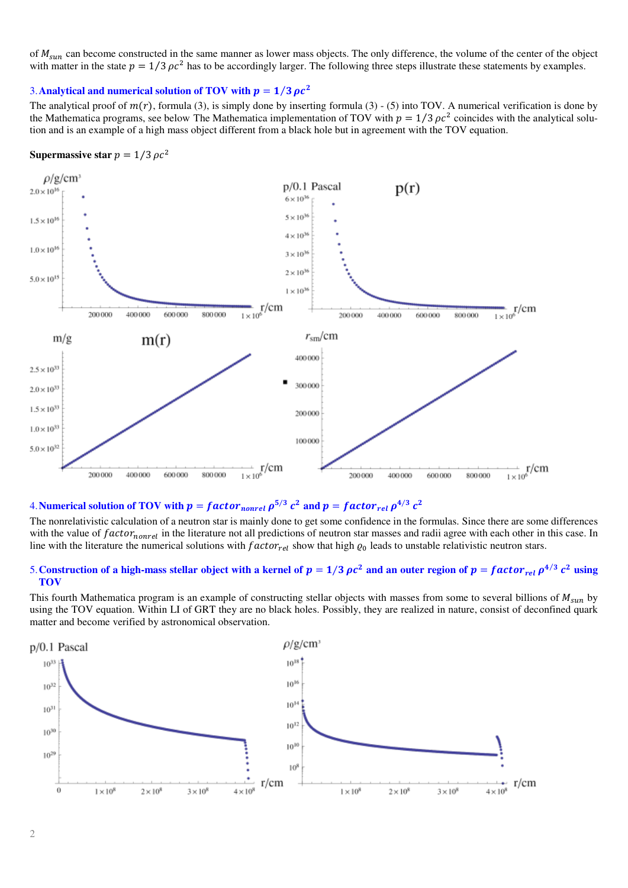of $M_{sun}$ can become constructed in the same manner as lower mass objects. The only difference, the volume of the center of the object with matter in the state $p = 1/3\,\rho c^2$ has to be accordingly larger. The following three steps illustrate these statements by examples.

## 3. Analytical and numerical solution of TOV with $p = 1/3\,\rho c^2$

The analytical proof of $m(r)$, formula (3), is simply done by inserting formula (3) - (5) into TOV. A numerical verification is done by the Mathematica programs, see below The Mathematica implementation of TOV with $p = 1/3\,\rho c^2$ coincides with the analytical solution and is an example of a high mass object different from a black hole but in agreement with the TOV equation.

**Supermassive star** $p = 1/3\,\rho c^2$

## 4. Numerical solution of TOV with $p = factor_{nonrel}\,\rho^{5/3}\,c^2$ and $p = factor_{rel}\,\rho^{4/3}\,c^2$

The nonrelativistic calculation of a neutron star is mainly done to get some confidence in the formulas. Since there are some differences with the value of $factor_{nonrel}$ in the literature not all predictions of neutron star masses and radii agree with each other in this case. In line with the literature the numerical solutions with $factor_{rel}$ show that high $\varrho_0$ leads to unstable relativistic neutron stars.

## 5. Construction of a high-mass stellar object with a kernel of $p = 1/3\,\rho c^2$ and an outer region of $p = factor_{rel}\,\rho^{4/3}\,c^2$ using TOV

This fourth Mathematica program is an example of constructing stellar objects with masses from some to several billions of $M_{sun}$ by using the TOV equation. Within LI of GRT they are no black holes. Possibly, they are realized in nature, consist of deconfined quark matter and become verified by astronomical observation.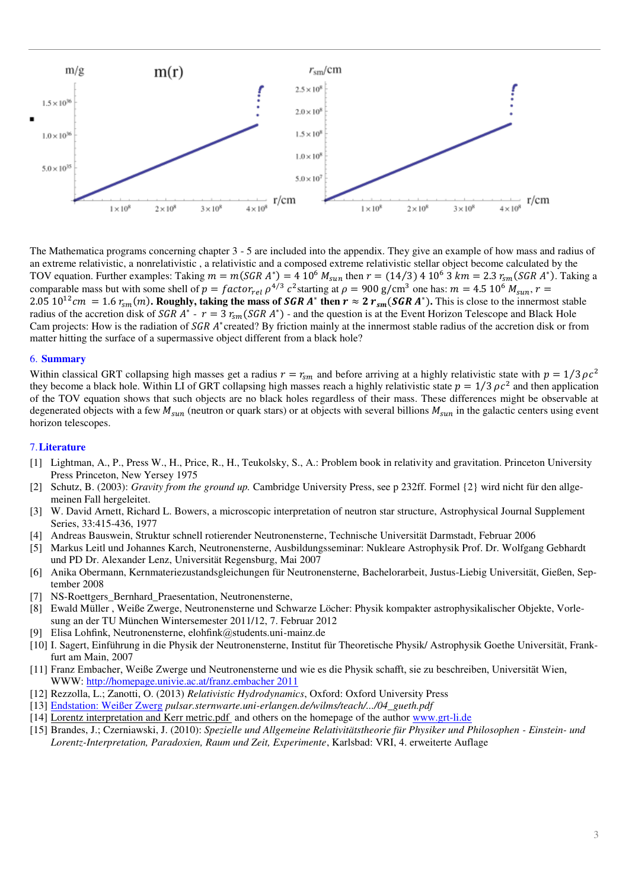The Mathematica programs concerning chapter 3 - 5 are included into the appendix. They give an example of how mass and radius of an extreme relativistic, a nonrelativistic , a relativistic and a composed extreme relativistic stellar object become calculated by the TOV equation. Further examples: Taking $m = m(SGR\ A^*) = 4\ 10^6\ M_{sun}$ then $r = (14/3)\ 4\ 10^6\ 3\ km = 2.3\ r_{sm}(SGR\ A^*)$. Taking a comparable mass but with some shell of $p = factor_{rel}\ \rho^{4/3}\ c^2$ starting at $\rho = 900$ g/cm$^3$ one has: $m = 4.5\ 10^6\ M_{sun}$, $r = 2.05\ 10^{12} cm\ = 1.6\ r_{sm}(m)$. **Roughly, taking the mass of $SGR\ A^*$ then $r \approx 2\ r_{sm}(SGR\ A^*)$.** This is close to the innermost stable radius of the accretion disk of $SGR\ A^*$ - $r = 3\ r_{sm}(SGR\ A^*)$ - and the question is at the Event Horizon Telescope and Black Hole Cam projects: How is the radiation of $SGR\ A^*$created? By friction mainly at the innermost stable radius of the accretion disk or from matter hitting the surface of a supermassive object different from a black hole?

## 6. Summary

Within classical GRT collapsing high masses get a radius $r = r_{sm}$ and before arriving at a highly relativistic state with $p = 1/3\,\rho c^2$ they become a black hole. Within LI of GRT collapsing high masses reach a highly relativistic state $p = 1/3\,\rho c^2$ and then application of the TOV equation shows that such objects are no black holes regardless of their mass. These differences might be observable at degenerated objects with a few $M_{sun}$ (neutron or quark stars) or at objects with several billions $M_{sun}$ in the galactic centers using event horizon telescopes.

## 7. Literature

[1] Lightman, A., P., Press W., H., Price, R., H., Teukolsky, S., A.: Problem book in relativity and gravitation. Princeton University Press Princeton, New Yersey 1975

[2] Schutz, B. (2003): *Gravity from the ground up.* Cambridge University Press, see p 232ff. Formel {2} wird nicht für den allgemeinen Fall hergeleitet.

[3] W. David Arnett, Richard L. Bowers, a microscopic interpretation of neutron star structure, Astrophysical Journal Supplement Series, 33:415-436, 1977

[4] Andreas Bauswein, Struktur schnell rotierender Neutronensterne, Technische Universität Darmstadt, Februar 2006

[5] Markus Leitl und Johannes Karch, Neutronensterne, Ausbildungsseminar: Nukleare Astrophysik Prof. Dr. Wolfgang Gebhardt und PD Dr. Alexander Lenz, Universität Regensburg, Mai 2007

[6] Anika Obermann, Kernmateriezustandsgleichungen für Neutronensterne, Bachelorarbeit, Justus-Liebig Universität, Gießen, September 2008

[7] NS-Roettgers_Bernhard_Praesentation, Neutronensterne,

[8] Ewald Müller , Weiße Zwerge, Neutronensterne und Schwarze Löcher: Physik kompakter astrophysikalischer Objekte, Vorlesung an der TU München Wintersemester 2011/12, 7. Februar 2012

[9] Elisa Lohfink, Neutronensterne, elohfink@students.uni-mainz.de

[10] I. Sagert, Einführung in die Physik der Neutronensterne, Institut für Theoretische Physik/ Astrophysik Goethe Universität, Frankfurt am Main, 2007

[11] Franz Embacher, Weiße Zwerge und Neutronensterne und wie es die Physik schafft, sie zu beschreiben, Universität Wien, WWW: http://homepage.univie.ac.at/franz.embacher 2011

[12] Rezzolla, L.; Zanotti, O. (2013) *Relativistic Hydrodynamics*, Oxford: Oxford University Press

[13] Endstation: Weißer Zwerg *pulsar.sternwarte.uni-erlangen.de/wilms/teach/.../04_gueth.pdf*

[14] Lorentz interpretation and Kerr metric.pdf and others on the homepage of the author www.grt-li.de

[15] Brandes, J.; Czerniawski, J. (2010): *Spezielle und Allgemeine Relativitätstheorie für Physiker und Philosophen - Einstein- und Lorentz-Interpretation, Paradoxien, Raum und Zeit, Experimente*, Karlsbad: VRI, 4. erweiterte Auflage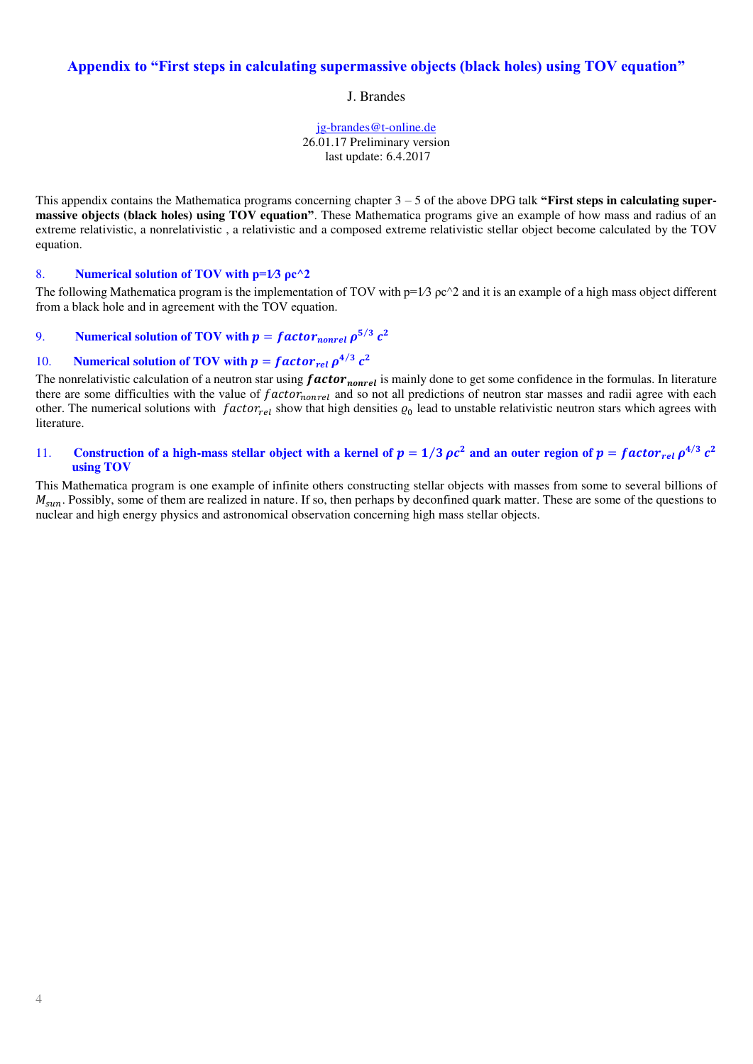# Appendix to "First steps in calculating supermassive objects (black holes) using TOV equation"

J. Brandes

jg-brandes@t-online.de
26.01.17 Preliminary version
last update: 6.4.2017

This appendix contains the Mathematica programs concerning chapter 3 – 5 of the above DPG talk **"First steps in calculating supermassive objects (black holes) using TOV equation"**. These Mathematica programs give an example of how mass and radius of an extreme relativistic, a nonrelativistic , a relativistic and a composed extreme relativistic stellar object become calculated by the TOV equation.

## 8. Numerical solution of TOV with p=1⁄3 ρc^2

The following Mathematica program is the implementation of TOV with p=1⁄3 ρc^2 and it is an example of a high mass object different from a black hole and in agreement with the TOV equation.

## 9. Numerical solution of TOV with $p = factor_{nonrel}\,\rho^{5/3}\,c^2$

## 10. Numerical solution of TOV with $p = factor_{rel}\,\rho^{4/3}\,c^2$

The nonrelativistic calculation of a neutron star using $\boldsymbol{factor_{nonrel}}$ is mainly done to get some confidence in the formulas. In literature there are some difficulties with the value of $factor_{nonrel}$ and so not all predictions of neutron star masses and radii agree with each other. The numerical solutions with $factor_{rel}$ show that high densities $\varrho_0$ lead to unstable relativistic neutron stars which agrees with literature.

## 11. Construction of a high-mass stellar object with a kernel of $p = 1/3\,\rho c^2$ and an outer region of $p = factor_{rel}\,\rho^{4/3}\,c^2$ using TOV

This Mathematica program is one example of infinite others constructing stellar objects with masses from some to several billions of $M_{sun}$. Possibly, some of them are realized in nature. If so, then perhaps by deconfined quark matter. These are some of the questions to nuclear and high energy physics and astronomical observation concerning high mass stellar objects.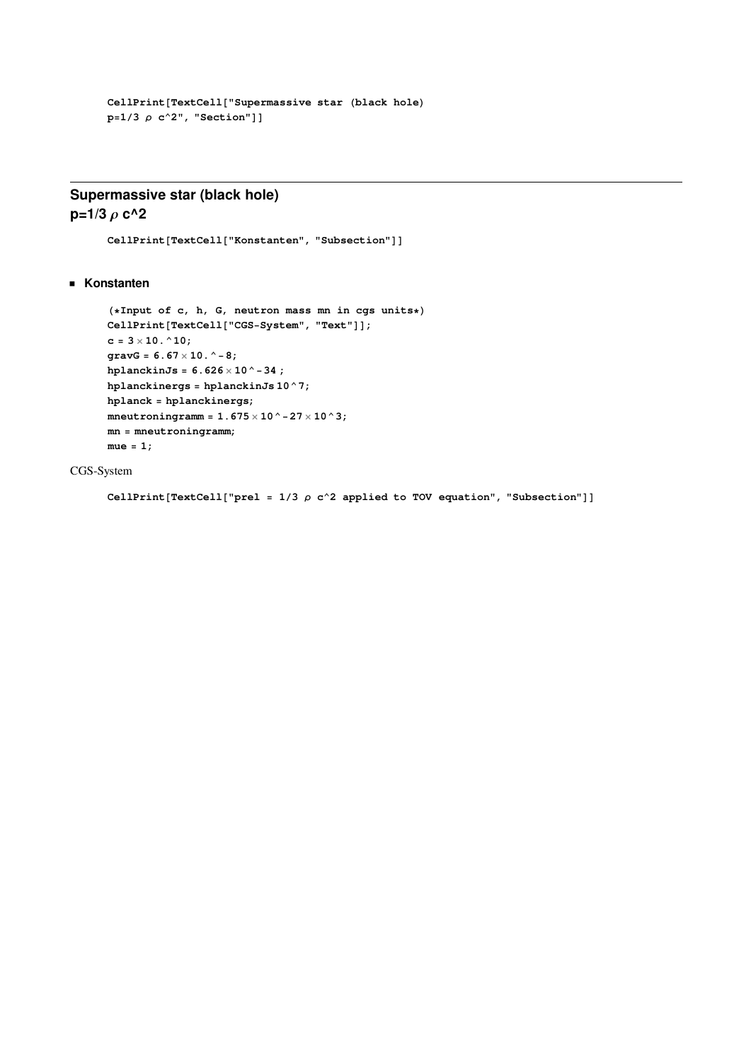```
CellPrint[TextCell["Supermassive star (black hole)
p=1/3 ρ c^2", "Section"]]
```

## Supermassive star (black hole)
## p=1/3 $\rho$ c^2

```
CellPrint[TextCell["Konstanten", "Subsection"]]
```

### Konstanten

```
(*Input of c, h, G, neutron mass mn in cgs units*)
CellPrint[TextCell["CGS-System", "Text"]];
c = 3 × 10.^10;
gravG = 6.67 × 10.^-8;
hplanckinJs = 6.626 × 10^-34 ;
hplanckinergs = hplanckinJs 10^7;
hplanck = hplanckinergs;
mneutroningramm = 1.675 × 10^-27 × 10^3;
mn = mneutroningramm;
mue = 1;
```

CGS-System

```
CellPrint[TextCell["prel = 1/3 ρ c^2 applied to TOV equation", "Subsection"]]
```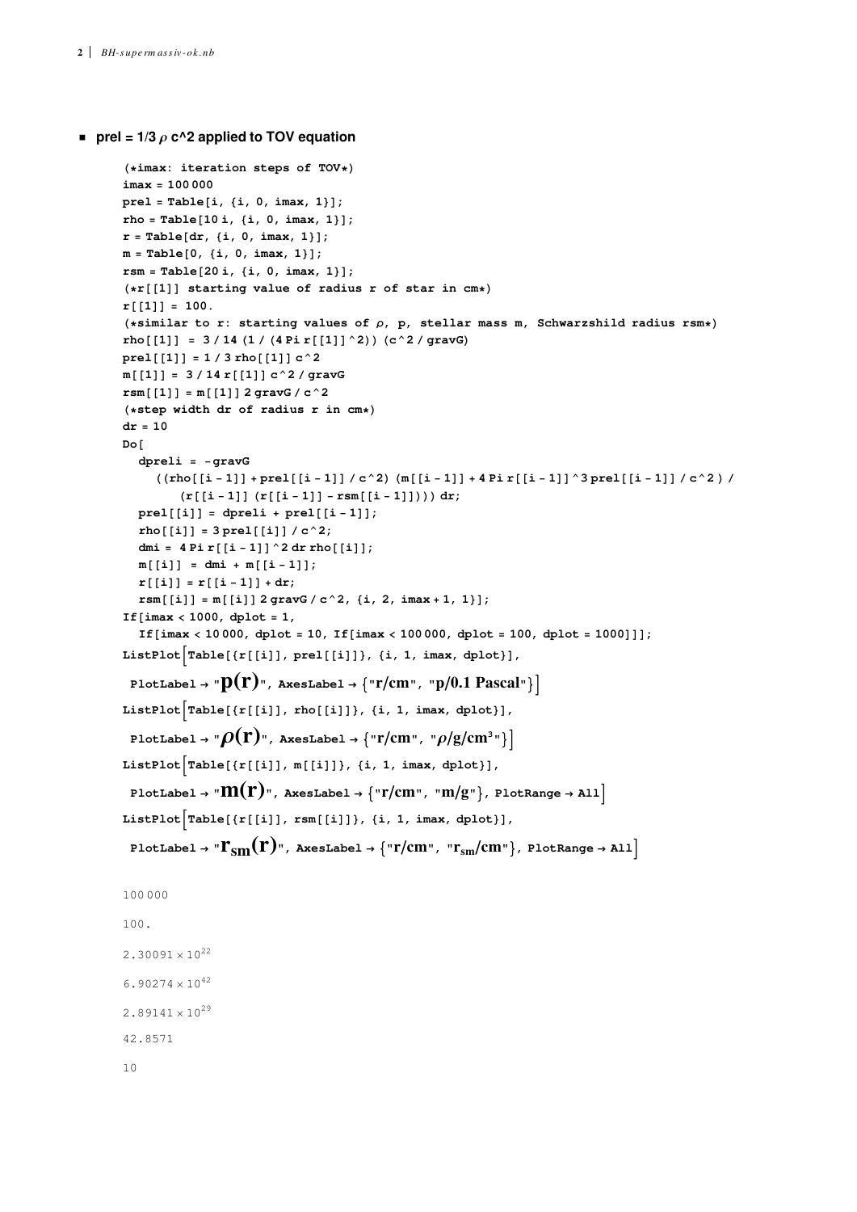- **prel = 1/3 $\rho$ c^2 applied to TOV equation**

```
(*imax: iteration steps of TOV*)
imax = 100 000
prel = Table[i, {i, 0, imax, 1}];
rho = Table[10 i, {i, 0, imax, 1}];
r = Table[dr, {i, 0, imax, 1}];
m = Table[0, {i, 0, imax, 1}];
rsm = Table[20 i, {i, 0, imax, 1}];
(*r[[1]] starting value of radius r of star in cm*)
r[[1]] = 100.
(*similar to r: starting values of ρ, p, stellar mass m, Schwarzshild radius rsm*)
rho[[1]] = 3 / 14 (1 / (4 Pi r[[1]]^2)) (c^2 / gravG)
prel[[1]] = 1 / 3 rho[[1]] c^2
m[[1]] = 3 / 14 r[[1]] c^2 / gravG
rsm[[1]] = m[[1]] 2 gravG / c^2
(*step width dr of radius r in cm*)
dr = 10
Do[
  dpreli = -gravG
    ((rho[[i - 1]] + prel[[i - 1]] / c^2) (m[[i - 1]] + 4 Pi r[[i - 1]]^3 prel[[i - 1]] / c^2) /
       (r[[i - 1]] (r[[i - 1]] - rsm[[i - 1]]))) dr;
  prel[[i]] = dpreli + prel[[i - 1]];
  rho[[i]] = 3 prel[[i]] / c^2;
  dmi = 4 Pi r[[i - 1]]^2 dr rho[[i]];
  m[[i]] = dmi + m[[i - 1]];
  r[[i]] = r[[i - 1]] + dr;
  rsm[[i]] = m[[i]] 2 gravG / c^2, {i, 2, imax + 1, 1}];
If[imax < 1000, dplot = 1,
  If[imax < 10 000, dplot = 10, If[imax < 100 000, dplot = 100, dplot = 1000]]];
ListPlot[Table[{r[[i]], prel[[i]]}, {i, 1, imax, dplot}],
 PlotLabel → "p(r)", AxesLabel → {"r/cm", "p/0.1 Pascal"}]
ListPlot[Table[{r[[i]], rho[[i]]}, {i, 1, imax, dplot}],
 PlotLabel → "ρ(r)", AxesLabel → {"r/cm", "ρ/g/cm³"}]
ListPlot[Table[{r[[i]], m[[i]]}, {i, 1, imax, dplot}],
 PlotLabel → "m(r)", AxesLabel → {"r/cm", "m/g"}, PlotRange → All]
ListPlot[Table[{r[[i]], rsm[[i]]}, {i, 1, imax, dplot}],
 PlotLabel → "rsm(r)", AxesLabel → {"r/cm", "rsm/cm"}, PlotRange → All]
```

100 000

100.

$2.30091 \times 10^{22}$

$6.90274 \times 10^{42}$

$2.89141 \times 10^{29}$

42.8571

10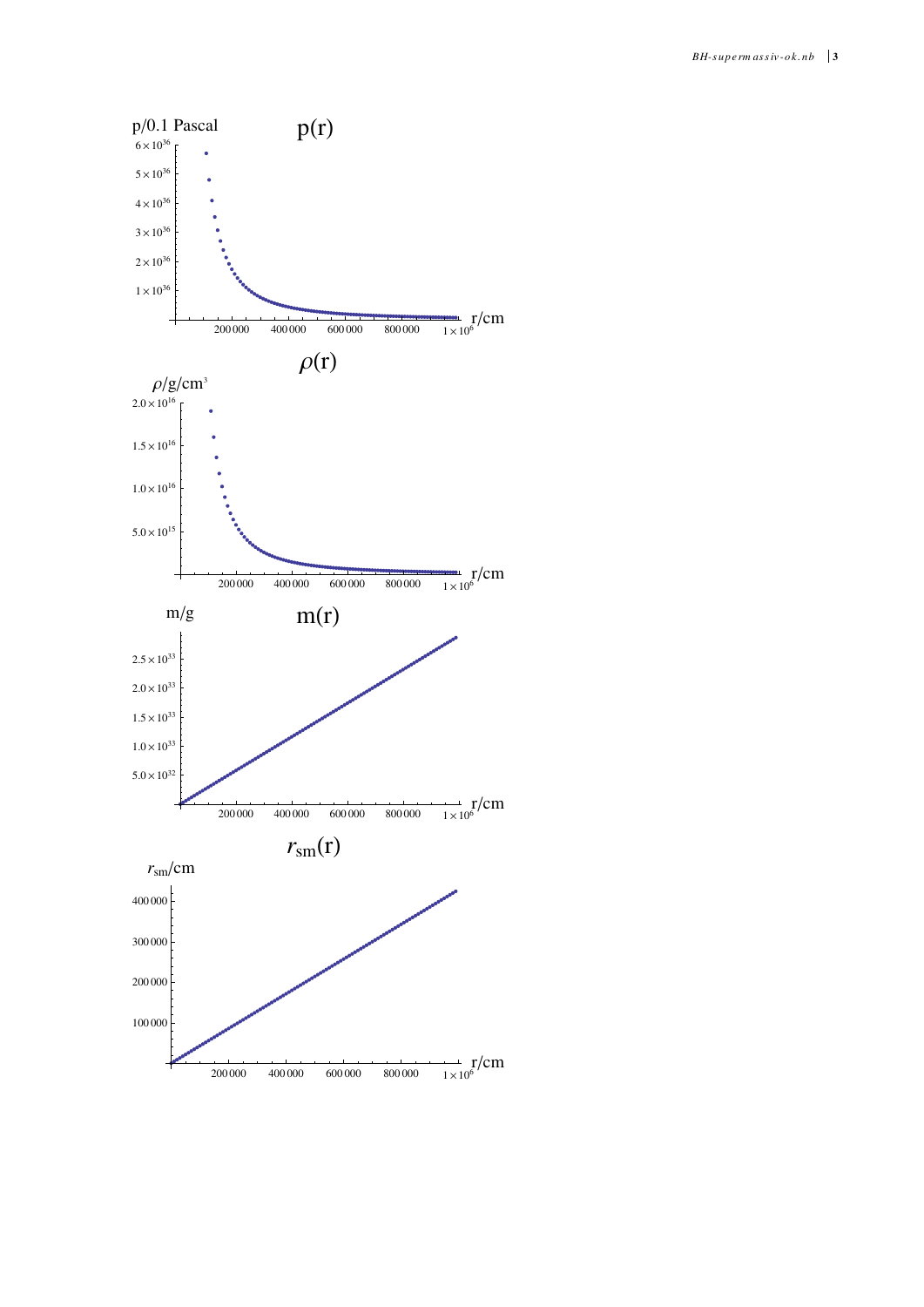p/0.1 Pascal

$p(r)$

$6\times10^{36}$
$5\times10^{36}$
$4\times10^{36}$
$3\times10^{36}$
$2\times10^{36}$
$1\times10^{36}$

200 000 400 000 600 000 800 000 $1\times10^{6}$ r/cm

$\rho(r)$

$\rho$/g/cm$^3$

$2.0\times10^{16}$
$1.5\times10^{16}$
$1.0\times10^{16}$
$5.0\times10^{15}$

200 000 400 000 600 000 800 000 $1\times10^{6}$ r/cm

m/g

$m(r)$

$2.5\times10^{33}$
$2.0\times10^{33}$
$1.5\times10^{33}$
$1.0\times10^{33}$
$5.0\times10^{32}$

200 000 400 000 600 000 800 000 $1\times10^{6}$ r/cm

$r_{sm}(r)$

$r_{sm}$/cm

400 000
300 000
200 000
100 000

200 000 400 000 600 000 800 000 $1\times10^{6}$ r/cm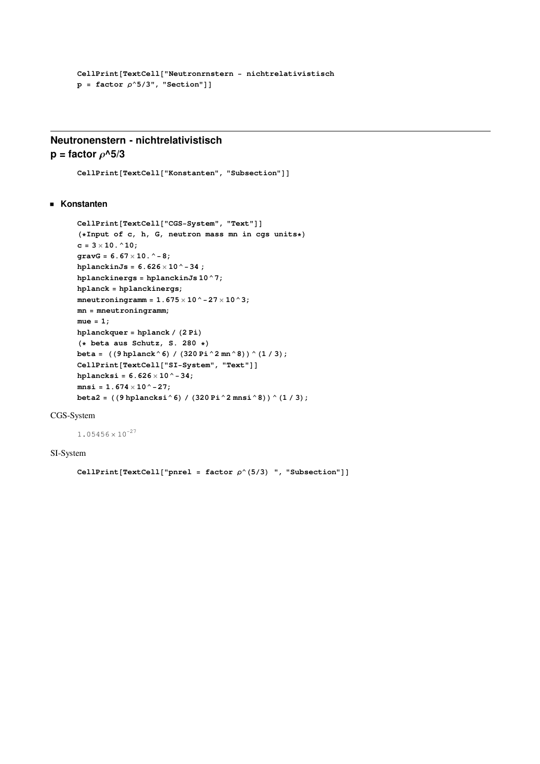```
CellPrint[TextCell["Neutronrnstern - nichtrelativistisch
p = factor ρ^5/3", "Section"]]
```

## Neutronenstern - nichtrelativistisch
## p = factor ρ^5/3

```
CellPrint[TextCell["Konstanten", "Subsection"]]
```

### Konstanten

```
CellPrint[TextCell["CGS-System", "Text"]]
(*Input of c, h, G, neutron mass mn in cgs units*)
c = 3 × 10.^10;
gravG = 6.67 × 10.^-8;
hplanckinJs = 6.626 × 10^-34 ;
hplanckinergs = hplanckinJs 10^7;
hplanck = hplanckinergs;
mneutroningramm = 1.675 × 10^-27 × 10^3;
mn = mneutroningramm;
mue = 1;
hplanckquer = hplanck / (2 Pi)
(* beta aus Schutz, S. 280 *)
beta = ((9 hplanck^6) / (320 Pi^2 mn^8))^(1 / 3);
CellPrint[TextCell["SI-System", "Text"]]
hplancksi = 6.626 × 10^-34;
mnsi = 1.674 × 10^-27;
beta2 = ((9 hplancksi^6) / (320 Pi^2 mnsi^8))^(1 / 3);
```

CGS-System

$1.05456 \times 10^{-27}$

SI-System

```
CellPrint[TextCell["pnrel = factor ρ^(5/3) ", "Subsection"]]
```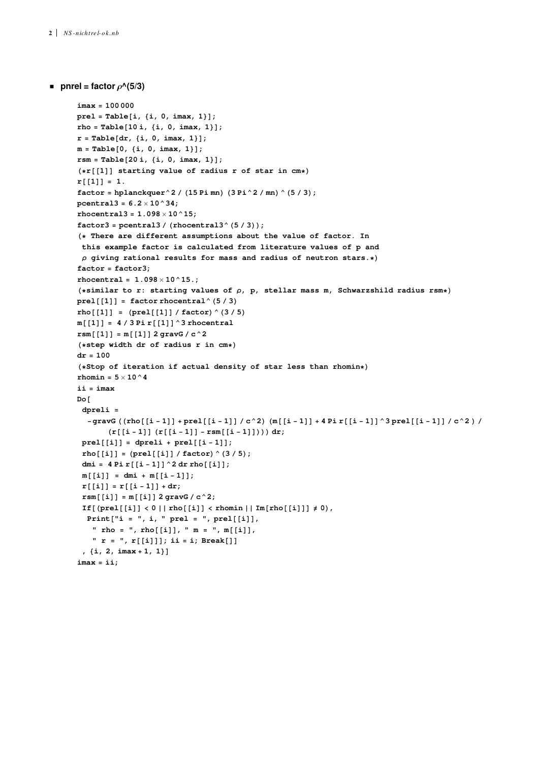## pnrel = factor ρ^(5/3)

```
imax = 100 000
prel = Table[i, {i, 0, imax, 1}];
rho = Table[10 i, {i, 0, imax, 1}];
r = Table[dr, {i, 0, imax, 1}];
m = Table[0, {i, 0, imax, 1}];
rsm = Table[20 i, {i, 0, imax, 1}];
(*r[[1]] starting value of radius r of star in cm*)
r[[1]] = 1.
factor = hplanckquer^2 / (15 Pi mn) (3 Pi^2 / mn) ^ (5 / 3);
pcentral3 = 6.2 × 10^34;
rhocentral3 = 1.098 × 10^15;
factor3 = pcentral3 / (rhocentral3^ (5 / 3));
(* There are different assumptions about the value of factor. In
 this example factor is calculated from literature values of p and
 ρ giving rational results for mass and radius of neutron stars.*)
factor = factor3;
rhocentral = 1.098 × 10^15.;
(*similar to r: starting values of ρ, p, stellar mass m, Schwarzshild radius rsm*)
prel[[1]] = factor rhocentral^ (5 / 3)
rho[[1]] = (prel[[1]] / factor) ^ (3 / 5)
m[[1]] = 4 / 3 Pi r[[1]] ^3 rhocentral
rsm[[1]] = m[[1]] 2 gravG / c^2
(*step width dr of radius r in cm*)
dr = 100
(*Stop of iteration if actual density of star less than rhomin*)
rhomin = 5 × 10^4
ii = imax
Do[
 dpreli =
  -gravG ((rho[[i - 1]] + prel[[i - 1]] / c^2) (m[[i - 1]] + 4 Pi r[[i - 1]] ^3 prel[[i - 1]] / c^2 ) /
      (r[[i - 1]] (r[[i - 1]] - rsm[[i - 1]]))) dr;
 prel[[i]] = dpreli + prel[[i - 1]];
 rho[[i]] = (prel[[i]] / factor) ^ (3 / 5);
 dmi = 4 Pi r[[i - 1]] ^2 dr rho[[i]];
 m[[i]] = dmi + m[[i - 1]];
 r[[i]] = r[[i - 1]] + dr;
 rsm[[i]] = m[[i]] 2 gravG / c^2;
 If[(prel[[i]] < 0 || rho[[i]] < rhomin || Im[rho[[i]]] ≠ 0),
  Print["i = ", i, " prel = ", prel[[i]],
   " rho = ", rho[[i]], " m = ", m[[i]],
   " r = ", r[[i]]]; ii = i; Break[]]
 , {i, 2, imax + 1, 1}]
imax = ii;
```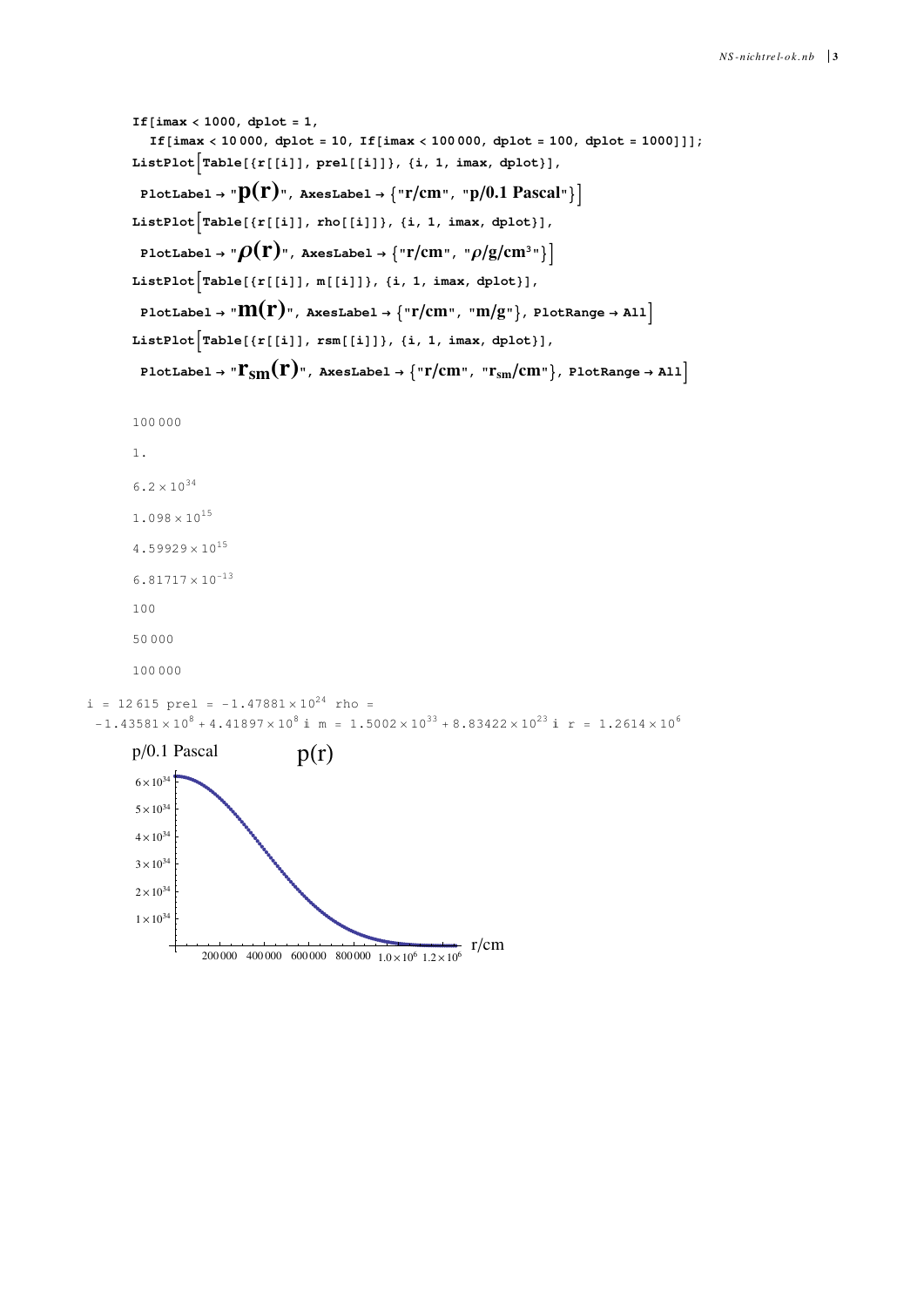```
If[imax < 1000, dplot = 1,
  If[imax < 10 000, dplot = 10, If[imax < 100 000, dplot = 100, dplot = 1000]]];
ListPlot[Table[{r[[i]], prel[[i]]}, {i, 1, imax, dplot}],
 PlotLabel → "p(r)", AxesLabel → {"r/cm", "p/0.1 Pascal"}]
ListPlot[Table[{r[[i]], rho[[i]]}, {i, 1, imax, dplot}],
 PlotLabel → "ρ(r)", AxesLabel → {"r/cm", "ρ/g/cm³"}]
ListPlot[Table[{r[[i]], m[[i]]}, {i, 1, imax, dplot}],
 PlotLabel → "m(r)", AxesLabel → {"r/cm", "m/g"}, PlotRange → All]
ListPlot[Table[{r[[i]], rsm[[i]]}, {i, 1, imax, dplot}],
 PlotLabel → "rsm(r)", AxesLabel → {"r/cm", "rsm/cm"}, PlotRange → All]
```

100 000

1.

$6.2 \times 10^{34}$

$1.098 \times 10^{15}$

$4.59929 \times 10^{15}$

$6.81717 \times 10^{-13}$

100

50 000

100 000

i = 12 615 prel = $-1.47881 \times 10^{24}$ rho = $-1.43581 \times 10^{8} + 4.41897 \times 10^{8}$ i m = $1.5002 \times 10^{33} + 8.83422 \times 10^{23}$ i r = $1.2614 \times 10^{6}$

p/0.1 Pascal — p(r) — r/cm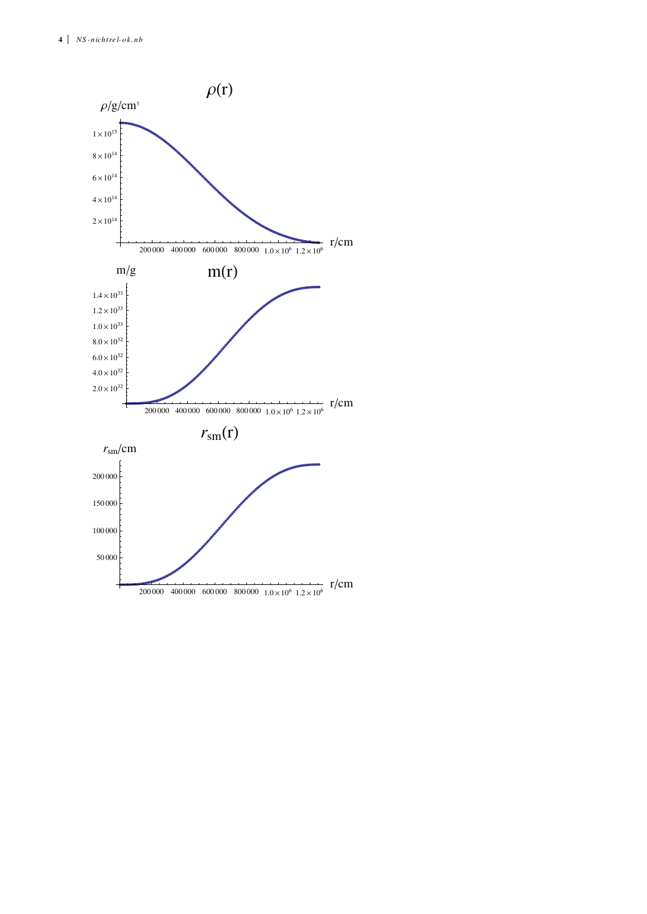$\rho(\mathrm{r})$

$\rho/\mathrm{g/cm^3}$

$1\times10^{15}$, $8\times10^{14}$, $6\times10^{14}$, $4\times10^{14}$, $2\times10^{14}$

200 000, 400 000, 600 000, 800 000, $1.0\times10^{6}$, $1.2\times10^{6}$ r/cm

m/g

m(r)

$1.4\times10^{33}$, $1.2\times10^{33}$, $1.0\times10^{33}$, $8.0\times10^{32}$, $6.0\times10^{32}$, $4.0\times10^{32}$, $2.0\times10^{32}$

200 000, 400 000, 600 000, 800 000, $1.0\times10^{6}$, $1.2\times10^{6}$ r/cm

$r_{\mathrm{sm}}(\mathrm{r})$

$r_{\mathrm{sm}}/\mathrm{cm}$

200 000, 150 000, 100 000, 50 000

200 000, 400 000, 600 000, 800 000, $1.0\times10^{6}$, $1.2\times10^{6}$ r/cm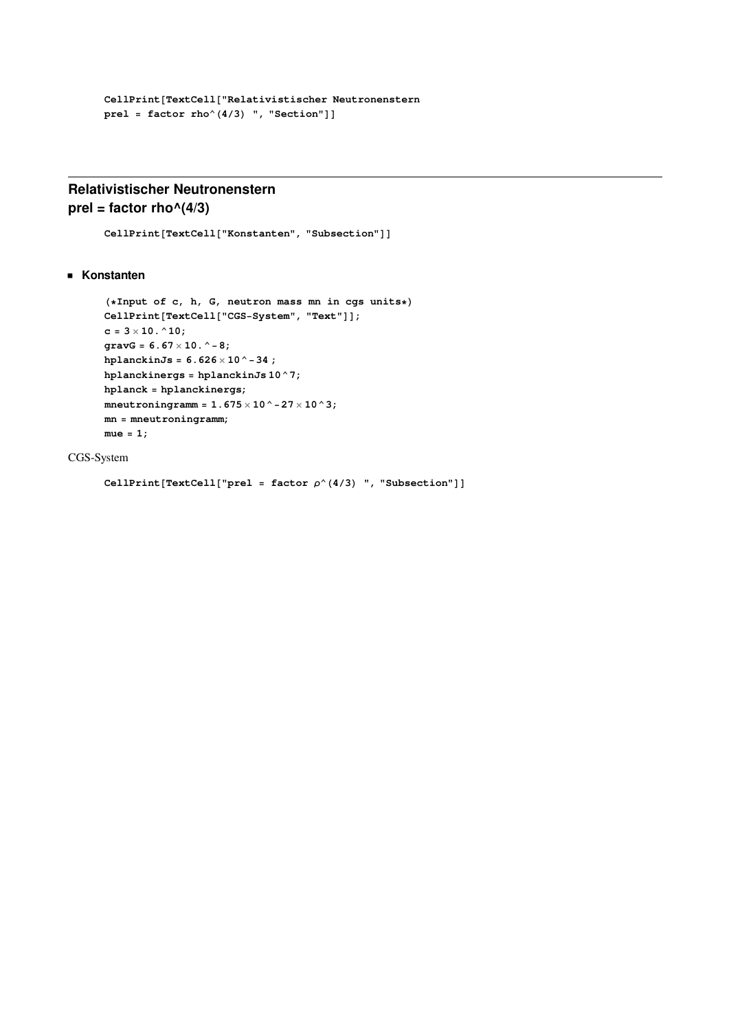```
CellPrint[TextCell["Relativistischer Neutronenstern
prel = factor rho^(4/3) ", "Section"]]
```

## Relativistischer Neutronenstern
## prel = factor rho^(4/3)

```
CellPrint[TextCell["Konstanten", "Subsection"]]
```

### Konstanten

```
(*Input of c, h, G, neutron mass mn in cgs units*)
CellPrint[TextCell["CGS-System", "Text"]];
c = 3 × 10.^10;
gravG = 6.67 × 10.^-8;
hplanckinJs = 6.626 × 10^-34 ;
hplanckinergs = hplanckinJs 10^7;
hplanck = hplanckinergs;
mneutroningramm = 1.675 × 10^-27 × 10^3;
mn = mneutroningramm;
mue = 1;
```

CGS-System

```
CellPrint[TextCell["prel = factor ρ^(4/3) ", "Subsection"]]
```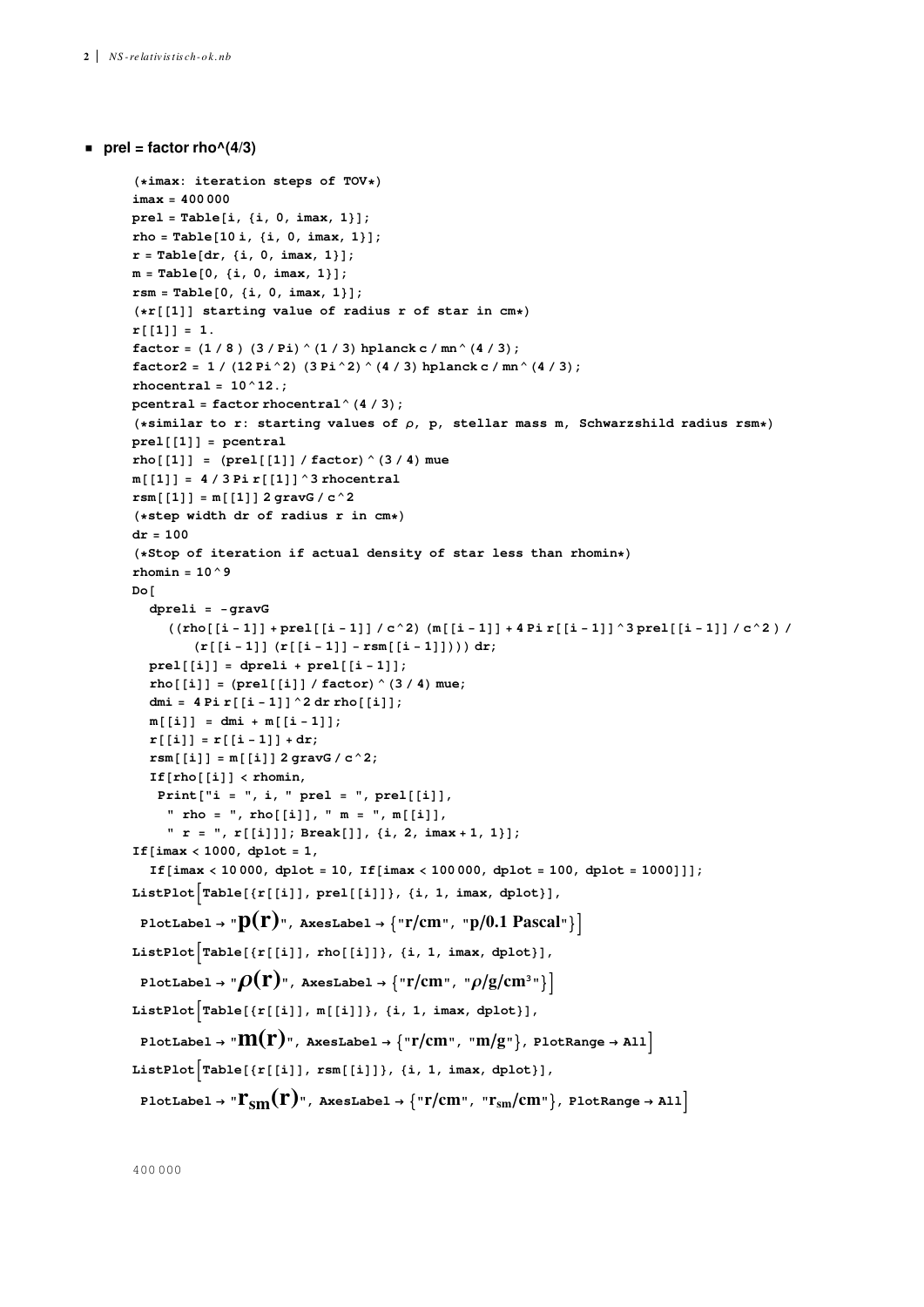- **prel = factor rho^(4/3)**

```
(*imax: iteration steps of TOV*)
imax = 400 000
prel = Table[i, {i, 0, imax, 1}];
rho = Table[10 i, {i, 0, imax, 1}];
r = Table[dr, {i, 0, imax, 1}];
m = Table[0, {i, 0, imax, 1}];
rsm = Table[0, {i, 0, imax, 1}];
(*r[[1]] starting value of radius r of star in cm*)
r[[1]] = 1.
factor = (1 / 8 ) (3 / Pi) ^ (1 / 3) hplanck c / mn ^ (4 / 3);
factor2 = 1 / (12 Pi ^ 2) (3 Pi ^ 2) ^ (4 / 3) hplanck c / mn ^ (4 / 3);
rhocentral = 10 ^ 12.;
pcentral = factor rhocentral ^ (4 / 3);
(*similar to r: starting values of ρ, p, stellar mass m, Schwarzschild radius rsm*)
prel[[1]] = pcentral
rho[[1]] = (prel[[1]] / factor) ^ (3 / 4) mue
m[[1]] = 4 / 3 Pi r[[1]] ^ 3 rhocentral
rsm[[1]] = m[[1]] 2 gravG / c ^ 2
(*step width dr of radius r in cm*)
dr = 100
(*Stop of iteration if actual density of star less than rhomin*)
rhomin = 10 ^ 9
Do[
  dpreli = -gravG
    ((rho[[i - 1]] + prel[[i - 1]] / c ^ 2) (m[[i - 1]] + 4 Pi r[[i - 1]] ^ 3 prel[[i - 1]] / c ^ 2 ) /
       (r[[i - 1]] (r[[i - 1]] - rsm[[i - 1]]))) dr;
  prel[[i]] = dpreli + prel[[i - 1]];
  rho[[i]] = (prel[[i]] / factor) ^ (3 / 4) mue;
  dmi = 4 Pi r[[i - 1]] ^ 2 dr rho[[i]];
  m[[i]] = dmi + m[[i - 1]];
  r[[i]] = r[[i - 1]] + dr;
  rsm[[i]] = m[[i]] 2 gravG / c ^ 2;
  If[rho[[i]] < rhomin,
   Print["i = ", i, " prel = ", prel[[i]],
    " rho = ", rho[[i]], " m = ", m[[i]],
    " r = ", r[[i]]]; Break[]], {i, 2, imax + 1, 1}];
If[imax < 1000, dplot = 1,
  If[imax < 10 000, dplot = 10, If[imax < 100 000, dplot = 100, dplot = 1000]]];
ListPlot[Table[{r[[i]], prel[[i]]}, {i, 1, imax, dplot}],
 PlotLabel → "p(r)", AxesLabel → {"r/cm", "p/0.1 Pascal"}]
ListPlot[Table[{r[[i]], rho[[i]]}, {i, 1, imax, dplot}],
 PlotLabel → "ρ(r)", AxesLabel → {"r/cm", "ρ/g/cm³"}]
ListPlot[Table[{r[[i]], m[[i]]}, {i, 1, imax, dplot}],
 PlotLabel → "m(r)", AxesLabel → {"r/cm", "m/g"}, PlotRange → All]
ListPlot[Table[{r[[i]], rsm[[i]]}, {i, 1, imax, dplot}],
 PlotLabel → "r_sm(r)", AxesLabel → {"r/cm", "r_sm/cm"}, PlotRange → All]
```

400 000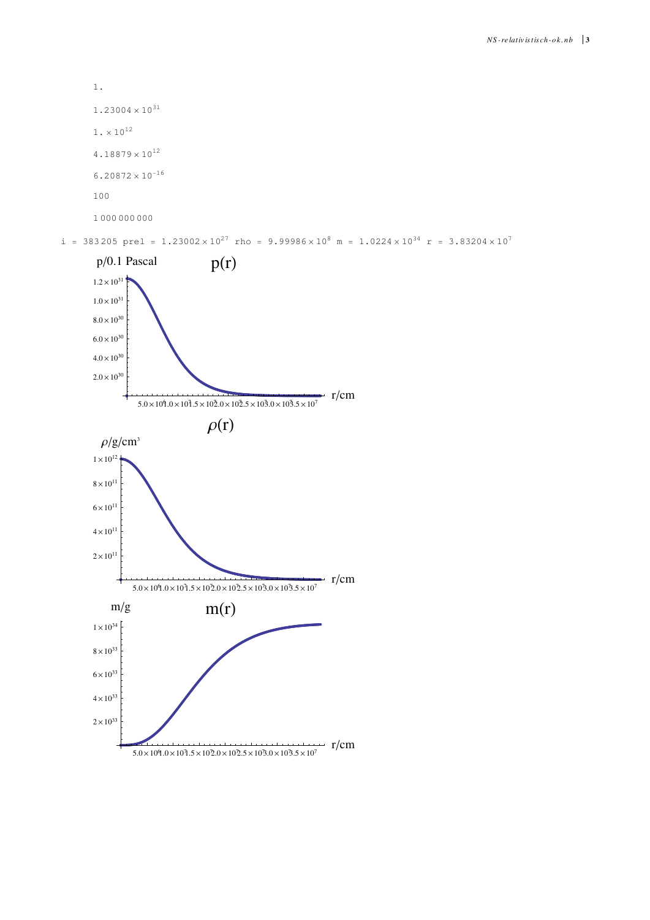```
1.

1.23004 × 10^31

1. × 10^12

4.18879 × 10^12

6.20872 × 10^-16

100

1 000 000 000

i = 383 205 prel = 1.23002 × 10^27 rho = 9.99986 × 10^8 m = 1.0224 × 10^34 r = 3.83204 × 10^7
```

$p(r)$

p/0.1 Pascal

r/cm

$\rho(r)$

$\rho$/g/cm$^3$

r/cm

$m(r)$

m/g

r/cm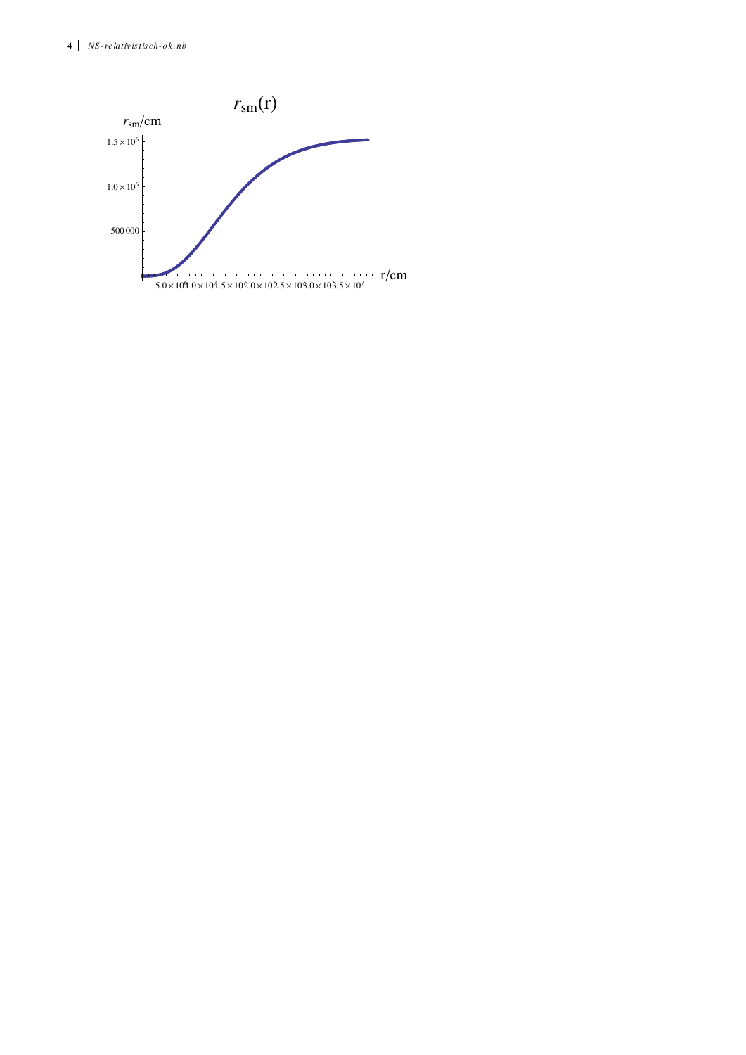$r_{sm}(r)$

$r_{sm}$/cm

$1.5 \times 10^6$

$1.0 \times 10^6$

500 000

r/cm

$5.0 \times 10^6$ $1.0 \times 10^7$ $1.5 \times 10^7$ $2.0 \times 10^7$ $2.5 \times 10^7$ $3.0 \times 10^7$ $3.5 \times 10^7$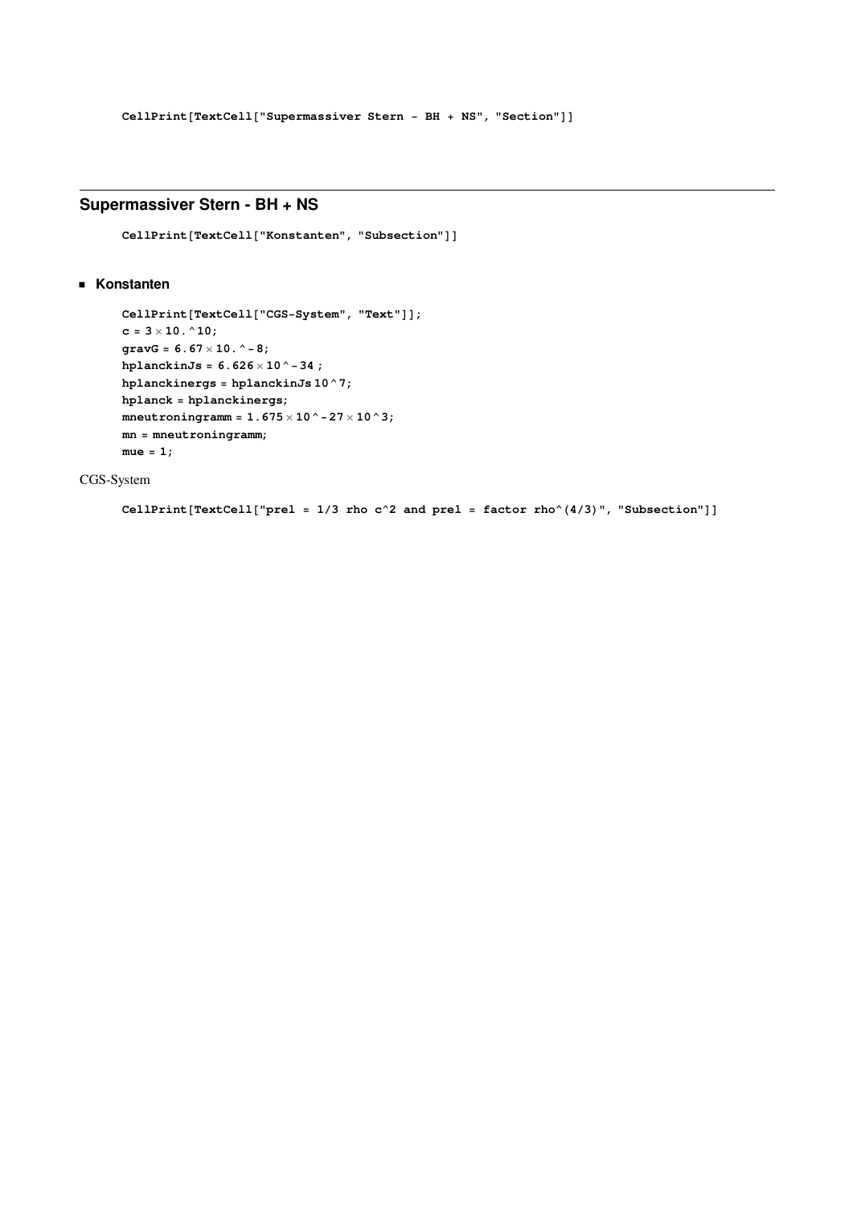```
CellPrint[TextCell["Supermassiver Stern - BH + NS", "Section"]]
```

# Supermassiver Stern - BH + NS

```
CellPrint[TextCell["Konstanten", "Subsection"]]
```

## Konstanten

```
CellPrint[TextCell["CGS-System", "Text"]];
c = 3 × 10.^10;
gravG = 6.67 × 10.^-8;
hplanckinJs = 6.626 × 10^-34 ;
hplanckinergs = hplanckinJs 10^7;
hplanck = hplanckinergs;
mneutroningramm = 1.675 × 10^-27 × 10^3;
mn = mneutroningramm;
mue = 1;
```

CGS-System

```
CellPrint[TextCell["prel = 1/3 rho c^2 and prel = factor rho^(4/3)", "Subsection"]]
```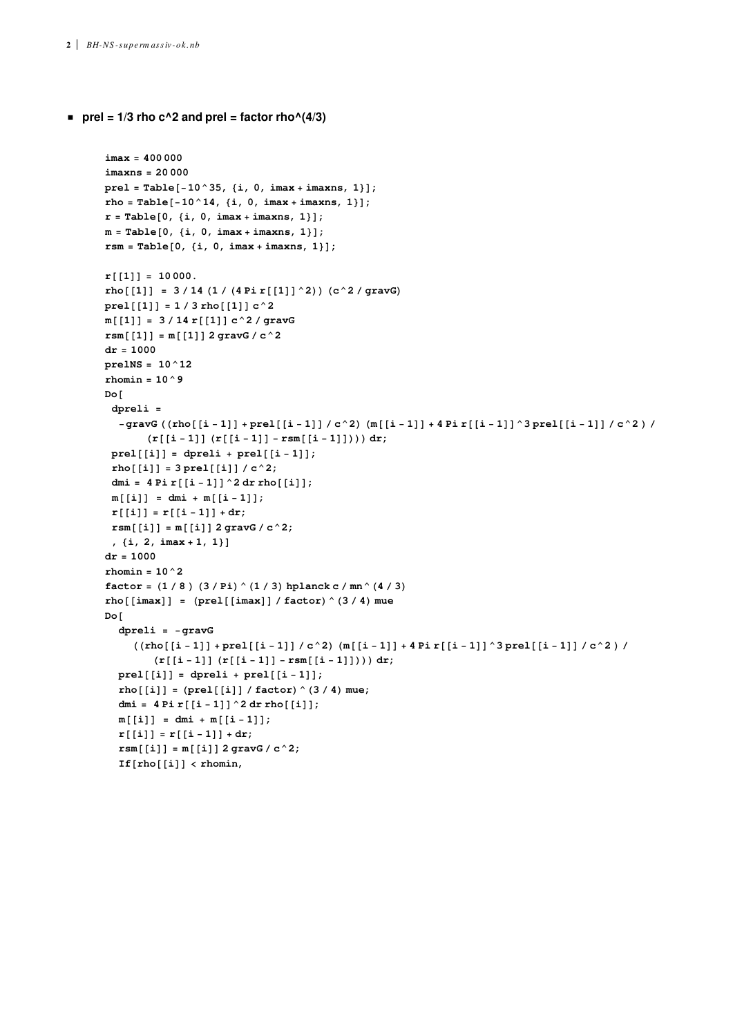- **prel = 1/3 rho c^2 and prel = factor rho^(4/3)**

```
imax = 400 000
imaxns = 20 000
prel = Table[-10^35, {i, 0, imax + imaxns, 1}];
rho = Table[-10^14, {i, 0, imax + imaxns, 1}];
r = Table[0, {i, 0, imax + imaxns, 1}];
m = Table[0, {i, 0, imax + imaxns, 1}];
rsm = Table[0, {i, 0, imax + imaxns, 1}];

r[[1]] = 10 000.
rho[[1]] = 3 / 14 (1 / (4 Pi r[[1]]^2)) (c^2 / gravG)
prel[[1]] = 1 / 3 rho[[1]] c^2
m[[1]] = 3 / 14 r[[1]] c^2 / gravG
rsm[[1]] = m[[1]] 2 gravG / c^2
dr = 1000
prelNS = 10^12
rhomin = 10^9
Do[
 dpreli =
   -gravG ((rho[[i - 1]] + prel[[i - 1]] / c^2) (m[[i - 1]] + 4 Pi r[[i - 1]]^3 prel[[i - 1]] / c^2 ) /
       (r[[i - 1]] (r[[i - 1]] - rsm[[i - 1]]))) dr;
 prel[[i]] = dpreli + prel[[i - 1]];
 rho[[i]] = 3 prel[[i]] / c^2;
 dmi = 4 Pi r[[i - 1]]^2 dr rho[[i]];
 m[[i]] = dmi + m[[i - 1]];
 r[[i]] = r[[i - 1]] + dr;
 rsm[[i]] = m[[i]] 2 gravG / c^2;
 , {i, 2, imax + 1, 1}]
dr = 1000
rhomin = 10^2
factor = (1 / 8 ) (3 / Pi) ^ (1 / 3) hplanck c / mn ^ (4 / 3)
rho[[imax]] = (prel[[imax]] / factor) ^ (3 / 4) mue
Do[
  dpreli = -gravG
    ((rho[[i - 1]] + prel[[i - 1]] / c^2) (m[[i - 1]] + 4 Pi r[[i - 1]]^3 prel[[i - 1]] / c^2 ) /
       (r[[i - 1]] (r[[i - 1]] - rsm[[i - 1]]))) dr;
  prel[[i]] = dpreli + prel[[i - 1]];
  rho[[i]] = (prel[[i]] / factor) ^ (3 / 4) mue;
  dmi = 4 Pi r[[i - 1]]^2 dr rho[[i]];
  m[[i]] = dmi + m[[i - 1]];
  r[[i]] = r[[i - 1]] + dr;
  rsm[[i]] = m[[i]] 2 gravG / c^2;
  If[rho[[i]] < rhomin,
```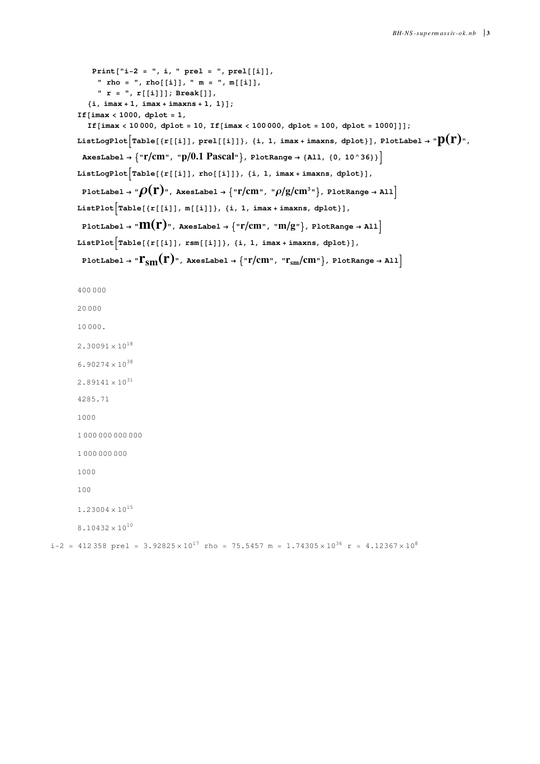```
    Print["i-2 = ", i, " prel = ", prel[[i]],
      " rho = ", rho[[i]], " m = ", m[[i]],
      " r = ", r[[i]]]; Break[]],
    {i, imax + 1, imax + imaxns + 1, 1}];
If[imax < 1000, dplot = 1,
  If[imax < 10 000, dplot = 10, If[imax < 100 000, dplot = 100, dplot = 1000]]];
ListLogPlot[Table[{r[[i]], prel[[i]]}, {i, 1, imax + imaxns, dplot}], PlotLabel → "p(r)",
  AxesLabel → {"r/cm", "p/0.1 Pascal"}, PlotRange → {All, {0, 10^36}}]
ListLogPlot[Table[{r[[i]], rho[[i]]}, {i, 1, imax + imaxns, dplot}],
  PlotLabel → "ρ(r)", AxesLabel → {"r/cm", "ρ/g/cm³"}, PlotRange → All]
ListPlot[Table[{r[[i]], m[[i]]}, {i, 1, imax + imaxns, dplot}],
  PlotLabel → "m(r)", AxesLabel → {"r/cm", "m/g"}, PlotRange → All]
ListPlot[Table[{r[[i]], rsm[[i]]}, {i, 1, imax + imaxns, dplot}],
  PlotLabel → "r_sm(r)", AxesLabel → {"r/cm", "r_sm/cm"}, PlotRange → All]
```

400 000

20 000

10 000.

$2.30091 \times 10^{18}$

$6.90274 \times 10^{38}$

$2.89141 \times 10^{31}$

4285.71

1000

1 000 000 000 000

1 000 000 000

1000

100

$1.23004 \times 10^{15}$

$8.10432 \times 10^{10}$

i-2 = 412 358 prel = $3.92825 \times 10^{17}$ rho = 75.5457 m = $1.74305 \times 10^{36}$ r = $4.12367 \times 10^{8}$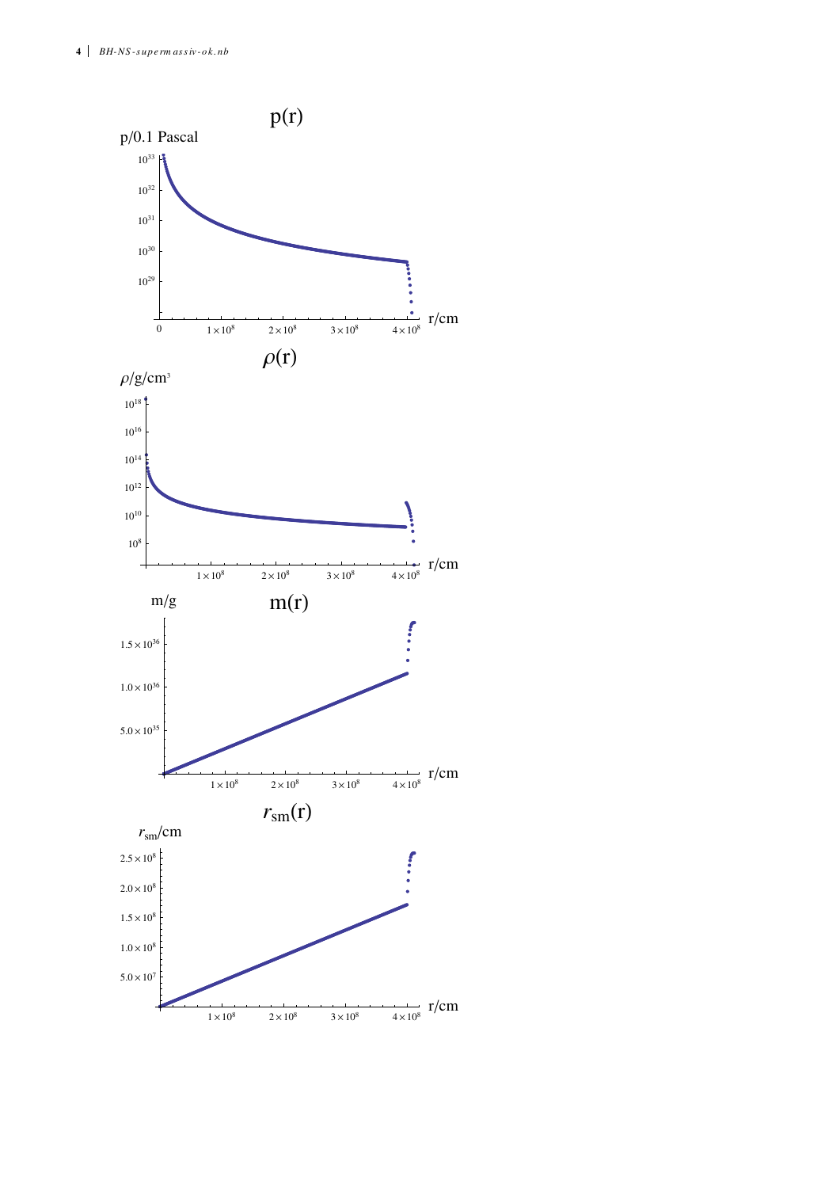p(r)

p/0.1 Pascal

$10^{33}$

$10^{32}$

$10^{31}$

$10^{30}$

$10^{29}$

0

$1\times10^{8}$

$2\times10^{8}$

$3\times10^{8}$

$4\times10^{8}$

r/cm

$\rho$(r)

$\rho$/g/cm$^{3}$

$10^{18}$

$10^{16}$

$10^{14}$

$10^{12}$

$10^{10}$

$10^{8}$

$1\times10^{8}$

$2\times10^{8}$

$3\times10^{8}$

$4\times10^{8}$

r/cm

m/g

m(r)

$1.5\times10^{36}$

$1.0\times10^{36}$

$5.0\times10^{35}$

$1\times10^{8}$

$2\times10^{8}$

$3\times10^{8}$

$4\times10^{8}$

r/cm

$r_{\mathrm{sm}}$(r)

$r_{\mathrm{sm}}$/cm

$2.5\times10^{8}$

$2.0\times10^{8}$

$1.5\times10^{8}$

$1.0\times10^{8}$

$5.0\times10^{7}$

$1\times10^{8}$

$2\times10^{8}$

$3\times10^{8}$

$4\times10^{8}$

r/cm